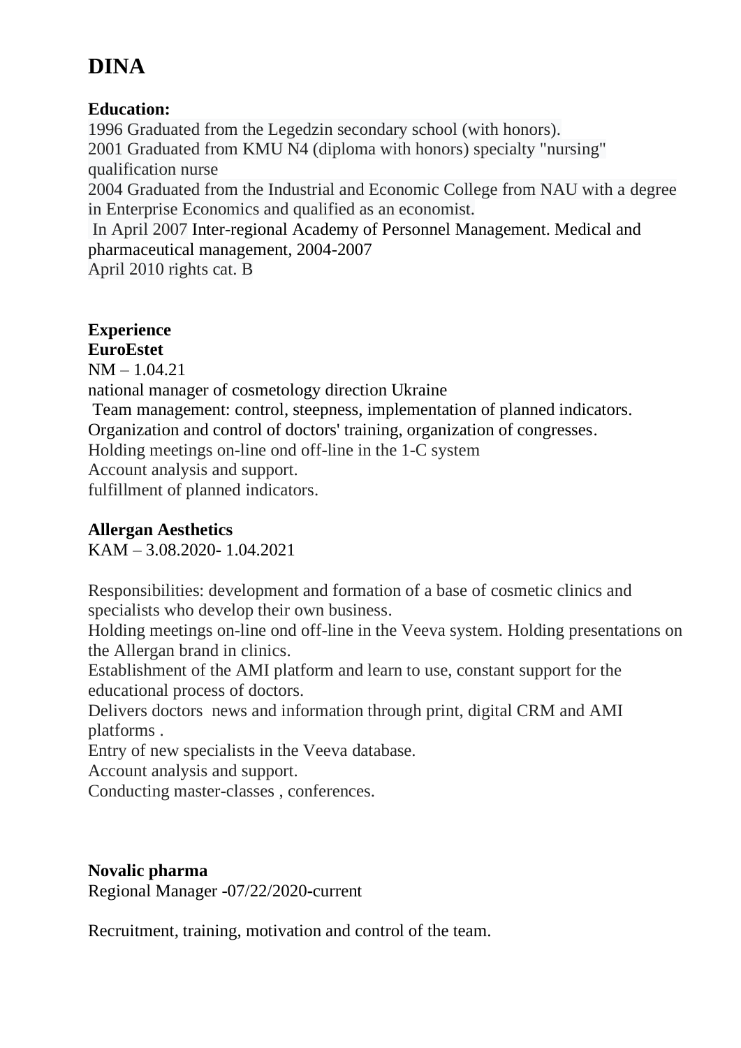# DINA

**Education:**

1996 Graduated from the Legedzin secondary school (with honors).
2001 Graduated from KMU N4 (diploma with honors) specialty "nursing" qualification nurse
2004 Graduated from the Industrial and Economic College from NAU with a degree in Enterprise Economics and qualified as an economist.
In April 2007 Inter-regional Academy of Personnel Management. Medical and pharmaceutical management, 2004-2007
April 2010 rights cat. B

**Experience**

**EuroEstet**

NM – 1.04.21
national manager of cosmetology direction Ukraine
Team management: control, steepness, implementation of planned indicators.
Organization and control of doctors' training, organization of congresses.
Holding meetings on-line ond off-line in the 1-C system
Account analysis and support.
fulfillment of planned indicators.

**Allergan Aesthetics**

KAM – 3.08.2020- 1.04.2021

Responsibilities: development and formation of a base of cosmetic clinics and specialists who develop their own business.
Holding meetings on-line ond off-line in the Veeva system. Holding presentations on the Allergan brand in clinics.
Establishment of the AMI platform and learn to use, constant support for the educational process of doctors.
Delivers doctors news and information through print, digital CRM and AMI platforms .
Entry of new specialists in the Veeva database.
Account analysis and support.
Conducting master-classes , conferences.

**Novalic pharma**

Regional Manager -07/22/2020-current

Recruitment, training, motivation and control of the team.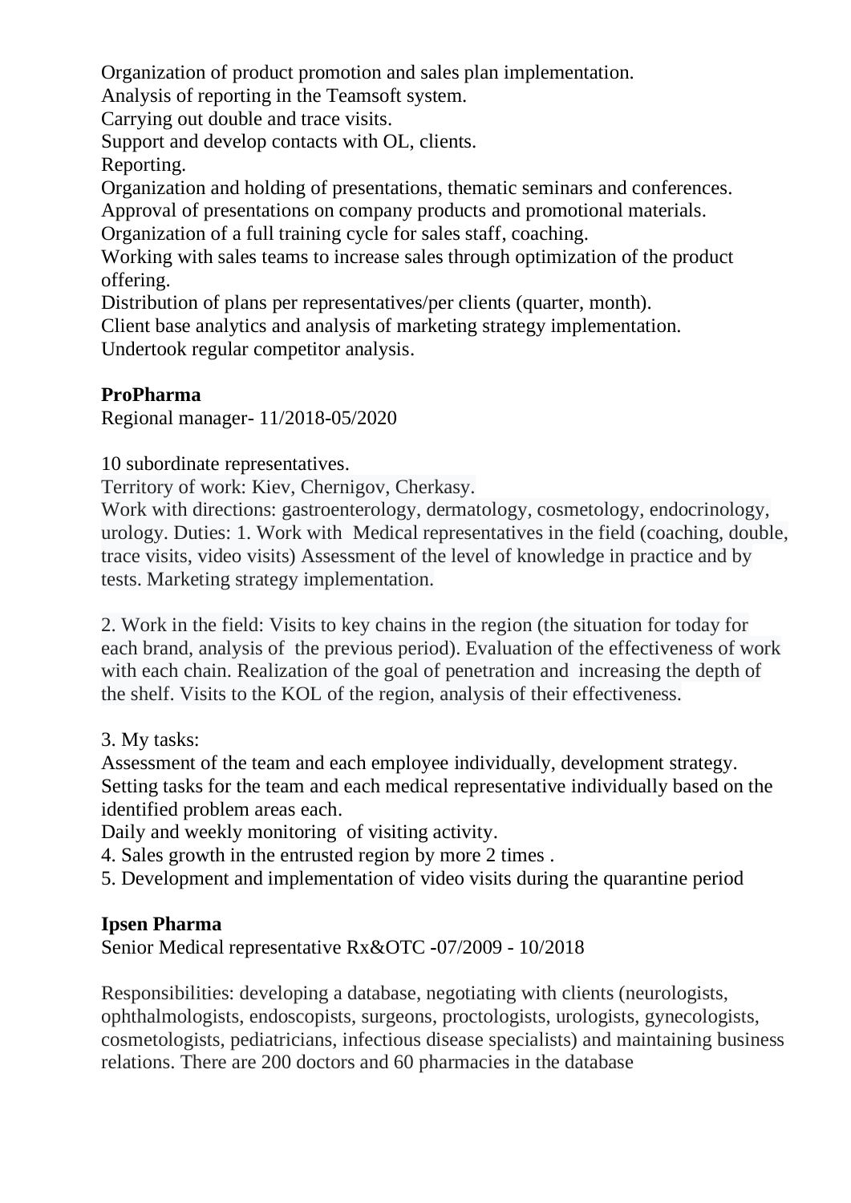Organization of product promotion and sales plan implementation.
Analysis of reporting in the Teamsoft system.
Carrying out double and trace visits.
Support and develop contacts with OL, clients.
Reporting.
Organization and holding of presentations, thematic seminars and conferences.
Approval of presentations on company products and promotional materials.
Organization of a full training cycle for sales staff, coaching.
Working with sales teams to increase sales through optimization of the product offering.
Distribution of plans per representatives/per clients (quarter, month).
Client base analytics and analysis of marketing strategy implementation.
Undertook regular competitor analysis.

**ProPharma**
Regional manager- 11/2018-05/2020

10 subordinate representatives.
Territory of work: Kiev, Chernigov, Cherkasy.
Work with directions: gastroenterology, dermatology, cosmetology, endocrinology, urology. Duties: 1. Work with Medical representatives in the field (coaching, double, trace visits, video visits) Assessment of the level of knowledge in practice and by tests. Marketing strategy implementation.

2. Work in the field: Visits to key chains in the region (the situation for today for each brand, analysis of the previous period). Evaluation of the effectiveness of work with each chain. Realization of the goal of penetration and increasing the depth of the shelf. Visits to the KOL of the region, analysis of their effectiveness.

3. My tasks:
Assessment of the team and each employee individually, development strategy.
Setting tasks for the team and each medical representative individually based on the identified problem areas each.
Daily and weekly monitoring of visiting activity.
4. Sales growth in the entrusted region by more 2 times .
5. Development and implementation of video visits during the quarantine period

**Ipsen Pharma**
Senior Medical representative Rx&OTC -07/2009 - 10/2018

Responsibilities: developing a database, negotiating with clients (neurologists, ophthalmologists, endoscopists, surgeons, proctologists, urologists, gynecologists, cosmetologists, pediatricians, infectious disease specialists) and maintaining business relations. There are 200 doctors and 60 pharmacies in the database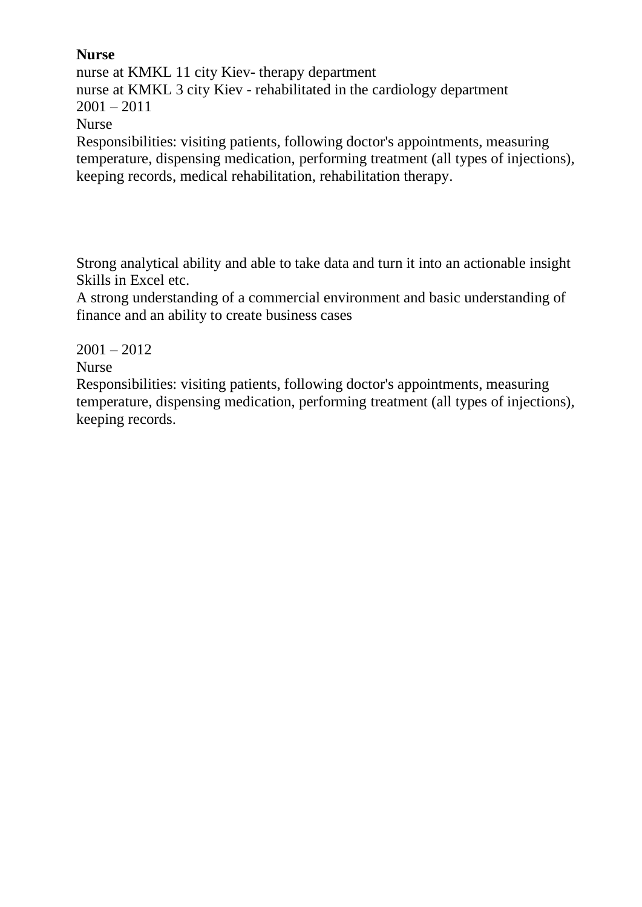**Nurse**

nurse at KMKL 11 city Kiev- therapy department
nurse at KMKL 3 city Kiev - rehabilitated in the cardiology department
2001 – 2011
Nurse
Responsibilities: visiting patients, following doctor's appointments, measuring temperature, dispensing medication, performing treatment (all types of injections), keeping records, medical rehabilitation, rehabilitation therapy.

Strong analytical ability and able to take data and turn it into an actionable insight
Skills in Excel etc.
A strong understanding of a commercial environment and basic understanding of finance and an ability to create business cases

2001 – 2012
Nurse
Responsibilities: visiting patients, following doctor's appointments, measuring temperature, dispensing medication, performing treatment (all types of injections), keeping records.